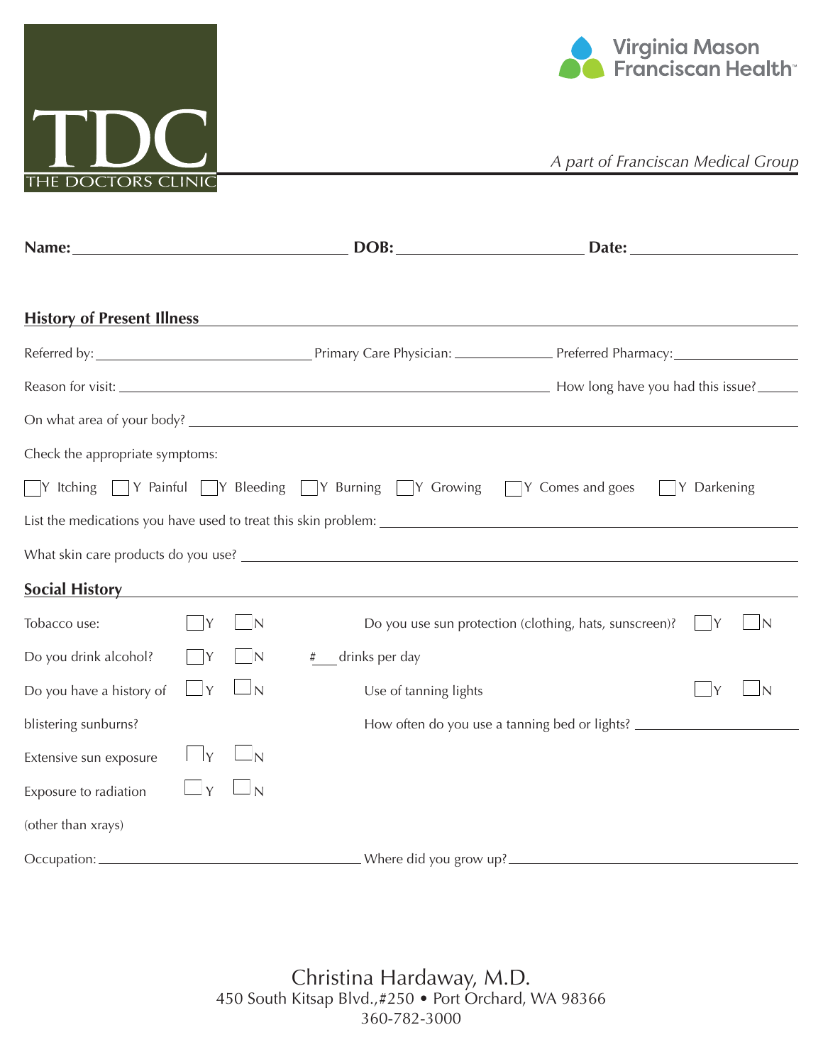TDC
THE DOCTORS CLINIC

Virginia Mason Franciscan Health™

*A part of Franciscan Medical Group*

**Name:** ______________________ **DOB:** ______________________ **Date:** ______________________

## History of Present Illness

Referred by: ______________________ Primary Care Physician: ______________ Preferred Pharmacy: ______________

Reason for visit: ______________________________________________ How long have you had this issue? ______

On what area of your body? ______________________________________________

Check the appropriate symptoms:

☐ Y Itching ☐ Y Painful ☐ Y Bleeding ☐ Y Burning ☐ Y Growing ☐ Y Comes and goes ☐ Y Darkening

List the medications you have used to treat this skin problem: ______________________________________________

What skin care products do you use? ______________________________________________

## Social History

Tobacco use: ☐ Y ☐ N

Do you use sun protection (clothing, hats, sunscreen)? ☐ Y ☐ N

Do you drink alcohol? ☐ Y ☐ N # ___ drinks per day

Do you have a history of blistering sunburns? ☐ Y ☐ N

Use of tanning lights ☐ Y ☐ N

How often do you use a tanning bed or lights? ______________________

Extensive sun exposure ☐ Y ☐ N

Exposure to radiation (other than xrays) ☐ Y ☐ N

Occupation: ______________________ Where did you grow up? ______________________

Christina Hardaway, M.D.
450 South Kitsap Blvd.,#250 • Port Orchard, WA 98366
360-782-3000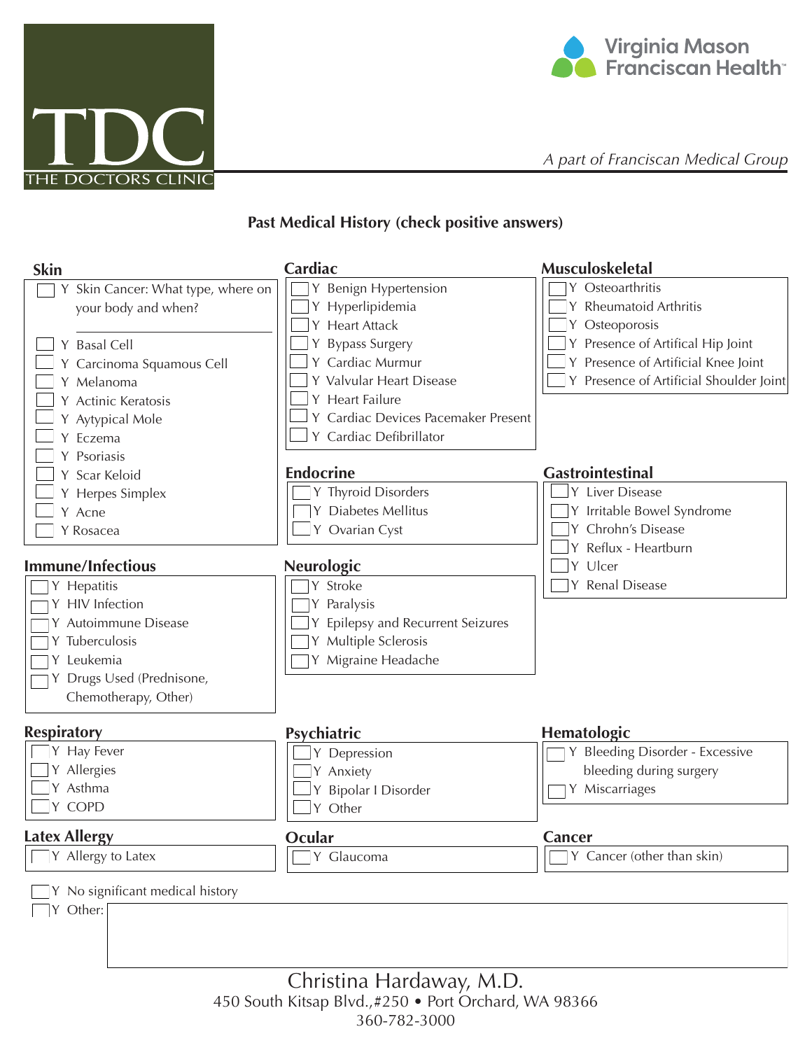TDC
THE DOCTORS CLINIC

Virginia Mason Franciscan Health™

*A part of Franciscan Medical Group*

## Past Medical History (check positive answers)

### Skin
- [ ] Y Skin Cancer: What type, where on your body and when?

  ______________________
- [ ] Y Basal Cell
- [ ] Y Carcinoma Squamous Cell
- [ ] Y Melanoma
- [ ] Y Actinic Keratosis
- [ ] Y Aytypical Mole
- [ ] Y Eczema
- [ ] Y Psoriasis
- [ ] Y Scar Keloid
- [ ] Y Herpes Simplex
- [ ] Y Acne
- [ ] Y Rosacea

### Cardiac
- [ ] Y Benign Hypertension
- [ ] Y Hyperlipidemia
- [ ] Y Heart Attack
- [ ] Y Bypass Surgery
- [ ] Y Cardiac Murmur
- [ ] Y Valvular Heart Disease
- [ ] Y Heart Failure
- [ ] Y Cardiac Devices Pacemaker Present
- [ ] Y Cardiac Defibrillator

### Musculoskeletal
- [ ] Y Osteoarthritis
- [ ] Y Rheumatoid Arthritis
- [ ] Y Osteoporosis
- [ ] Y Presence of Artifical Hip Joint
- [ ] Y Presence of Artificial Knee Joint
- [ ] Y Presence of Artificial Shoulder Joint

### Endocrine
- [ ] Y Thyroid Disorders
- [ ] Y Diabetes Mellitus
- [ ] Y Ovarian Cyst

### Gastrointestinal
- [ ] Y Liver Disease
- [ ] Y Irritable Bowel Syndrome
- [ ] Y Chrohn's Disease
- [ ] Y Reflux - Heartburn
- [ ] Y Ulcer
- [ ] Y Renal Disease

### Immune/Infectious
- [ ] Y Hepatitis
- [ ] Y HIV Infection
- [ ] Y Autoimmune Disease
- [ ] Y Tuberculosis
- [ ] Y Leukemia
- [ ] Y Drugs Used (Prednisone, Chemotherapy, Other)

### Neurologic
- [ ] Y Stroke
- [ ] Y Paralysis
- [ ] Y Epilepsy and Recurrent Seizures
- [ ] Y Multiple Sclerosis
- [ ] Y Migraine Headache

### Respiratory
- [ ] Y Hay Fever
- [ ] Y Allergies
- [ ] Y Asthma
- [ ] Y COPD

### Psychiatric
- [ ] Y Depression
- [ ] Y Anxiety
- [ ] Y Bipolar I Disorder
- [ ] Y Other

### Hematologic
- [ ] Y Bleeding Disorder - Excessive bleeding during surgery
- [ ] Y Miscarriages

### Latex Allergy
- [ ] Y Allergy to Latex

### Ocular
- [ ] Y Glaucoma

### Cancer
- [ ] Y Cancer (other than skin)

- [ ] Y No significant medical history
- [ ] Y Other: ______________________

Christina Hardaway, M.D.
450 South Kitsap Blvd.,#250 • Port Orchard, WA 98366
360-782-3000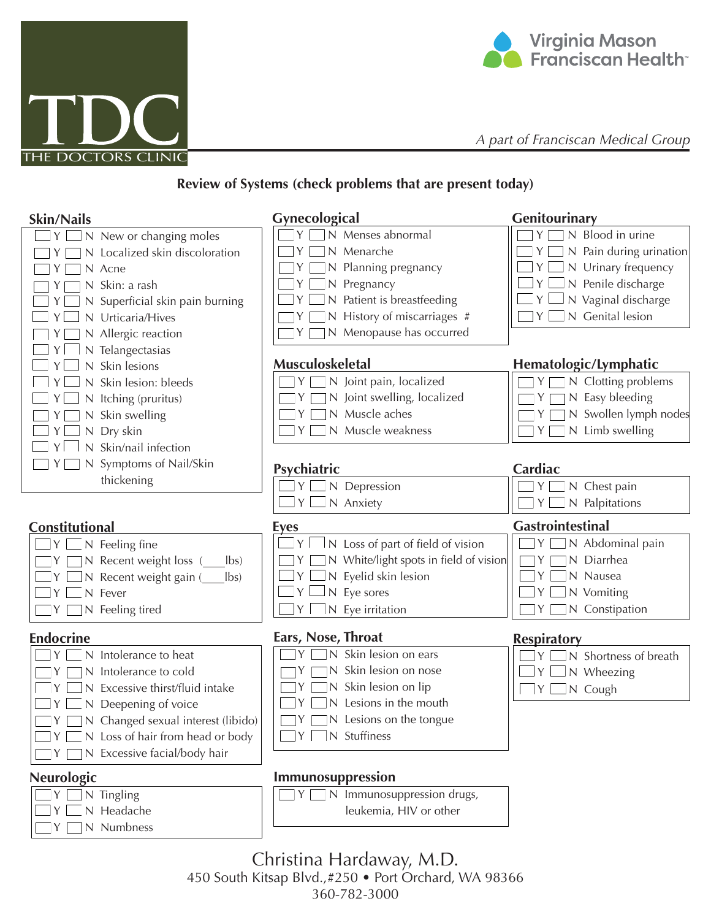TDC
THE DOCTORS CLINIC

Virginia Mason Franciscan Health

*A part of Franciscan Medical Group*

## Review of Systems (check problems that are present today)

### Skin/Nails

- ☐ Y ☐ N New or changing moles
- ☐ Y ☐ N Localized skin discoloration
- ☐ Y ☐ N Acne
- ☐ Y ☐ N Skin: a rash
- ☐ Y ☐ N Superficial skin pain burning
- ☐ Y ☐ N Urticaria/Hives
- ☐ Y ☐ N Allergic reaction
- ☐ Y ☐ N Telangectasias
- ☐ Y ☐ N Skin lesions
- ☐ Y ☐ N Skin lesion: bleeds
- ☐ Y ☐ N Itching (pruritus)
- ☐ Y ☐ N Skin swelling
- ☐ Y ☐ N Dry skin
- ☐ Y ☐ N Skin/nail infection
- ☐ Y ☐ N Symptoms of Nail/Skin thickening

### Gynecological

- ☐ Y ☐ N Menses abnormal
- ☐ Y ☐ N Menarche
- ☐ Y ☐ N Planning pregnancy
- ☐ Y ☐ N Pregnancy
- ☐ Y ☐ N Patient is breastfeeding
- ☐ Y ☐ N History of miscarriages #
- ☐ Y ☐ N Menopause has occurred

### Genitourinary

- ☐ Y ☐ N Blood in urine
- ☐ Y ☐ N Pain during urination
- ☐ Y ☐ N Urinary frequency
- ☐ Y ☐ N Penile discharge
- ☐ Y ☐ N Vaginal discharge
- ☐ Y ☐ N Genital lesion

### Musculoskeletal

- ☐ Y ☐ N Joint pain, localized
- ☐ Y ☐ N Joint swelling, localized
- ☐ Y ☐ N Muscle aches
- ☐ Y ☐ N Muscle weakness

### Hematologic/Lymphatic

- ☐ Y ☐ N Clotting problems
- ☐ Y ☐ N Easy bleeding
- ☐ Y ☐ N Swollen lymph nodes
- ☐ Y ☐ N Limb swelling

### Psychiatric

- ☐ Y ☐ N Depression
- ☐ Y ☐ N Anxiety

### Cardiac

- ☐ Y ☐ N Chest pain
- ☐ Y ☐ N Palpitations

### Constitutional

- ☐ Y ☐ N Feeling fine
- ☐ Y ☐ N Recent weight loss (____lbs)
- ☐ Y ☐ N Recent weight gain (____lbs)
- ☐ Y ☐ N Fever
- ☐ Y ☐ N Feeling tired

### Eyes

- ☐ Y ☐ N Loss of part of field of vision
- ☐ Y ☐ N White/light spots in field of vision
- ☐ Y ☐ N Eyelid skin lesion
- ☐ Y ☐ N Eye sores
- ☐ Y ☐ N Eye irritation

### Gastrointestinal

- ☐ Y ☐ N Abdominal pain
- ☐ Y ☐ N Diarrhea
- ☐ Y ☐ N Nausea
- ☐ Y ☐ N Vomiting
- ☐ Y ☐ N Constipation

### Endocrine

- ☐ Y ☐ N Intolerance to heat
- ☐ Y ☐ N Intolerance to cold
- ☐ Y ☐ N Excessive thirst/fluid intake
- ☐ Y ☐ N Deepening of voice
- ☐ Y ☐ N Changed sexual interest (libido)
- ☐ Y ☐ N Loss of hair from head or body
- ☐ Y ☐ N Excessive facial/body hair

### Ears, Nose, Throat

- ☐ Y ☐ N Skin lesion on ears
- ☐ Y ☐ N Skin lesion on nose
- ☐ Y ☐ N Skin lesion on lip
- ☐ Y ☐ N Lesions in the mouth
- ☐ Y ☐ N Lesions on the tongue
- ☐ Y ☐ N Stuffiness

### Respiratory

- ☐ Y ☐ N Shortness of breath
- ☐ Y ☐ N Wheezing
- ☐ Y ☐ N Cough

### Neurologic

- ☐ Y ☐ N Tingling
- ☐ Y ☐ N Headache
- ☐ Y ☐ N Numbness

### Immunosuppression

- ☐ Y ☐ N Immunosuppression drugs, leukemia, HIV or other

Christina Hardaway, M.D.
450 South Kitsap Blvd.,#250 • Port Orchard, WA 98366
360-782-3000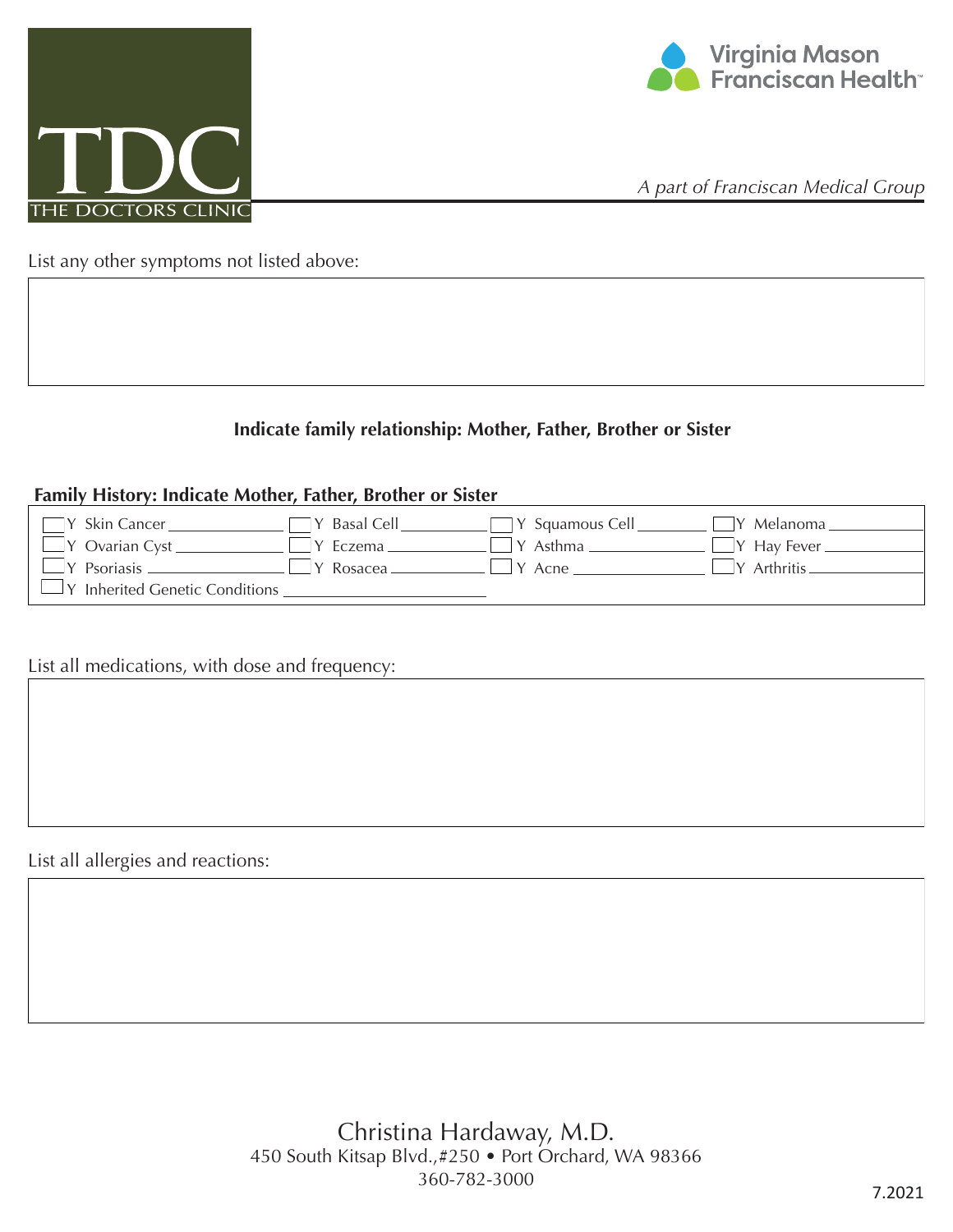TDC
THE DOCTORS CLINIC

Virginia Mason Franciscan Health™

*A part of Franciscan Medical Group*

List any other symptoms not listed above:

&nbsp;

**Indicate family relationship: Mother, Father, Brother or Sister**

**Family History: Indicate Mother, Father, Brother or Sister**

| | | | |
|---|---|---|---|
| ☐ Y Skin Cancer ______ | ☐ Y Basal Cell ______ | ☐ Y Squamous Cell ______ | ☐ Y Melanoma ______ |
| ☐ Y Ovarian Cyst ______ | ☐ Y Eczema ______ | ☐ Y Asthma ______ | ☐ Y Hay Fever ______ |
| ☐ Y Psoriasis ______ | ☐ Y Rosacea ______ | ☐ Y Acne ______ | ☐ Y Arthritis ______ |
| ☐ Y Inherited Genetic Conditions ______ | | | |

List all medications, with dose and frequency:

&nbsp;

List all allergies and reactions:

&nbsp;

Christina Hardaway, M.D.
450 South Kitsap Blvd.,#250 • Port Orchard, WA 98366
360-782-3000

7.2021